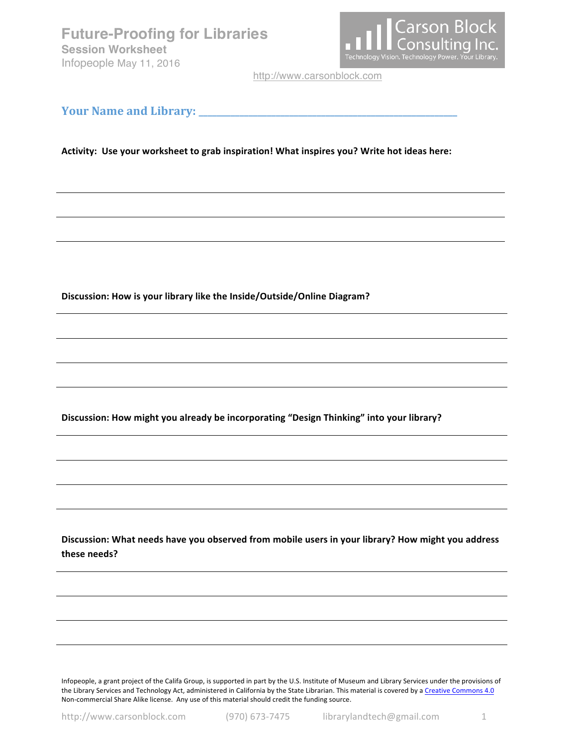# Future-Proofing for Libraries

## Session Worksheet

Infopeople May 11, 2016

Carson Block Consulting Inc.
Technology Vision. Technology Power. Your Library.

http://www.carsonblock.com

**Your Name and Library: ______________________________________________**

**Activity: Use your worksheet to grab inspiration! What inspires you? Write hot ideas here:**

______________________________________________

______________________________________________

______________________________________________

**Discussion: How is your library like the Inside/Outside/Online Diagram?**

______________________________________________

______________________________________________

______________________________________________

______________________________________________

**Discussion: How might you already be incorporating "Design Thinking" into your library?**

______________________________________________

______________________________________________

______________________________________________

______________________________________________

**Discussion: What needs have you observed from mobile users in your library? How might you address these needs?**

______________________________________________

______________________________________________

______________________________________________

______________________________________________

Infopeople, a grant project of the Califa Group, is supported in part by the U.S. Institute of Museum and Library Services under the provisions of the Library Services and Technology Act, administered in California by the State Librarian. This material is covered by a Creative Commons 4.0 Non-commercial Share Alike license. Any use of this material should credit the funding source.

http://www.carsonblock.com (970) 673-7475 librarylandtech@gmail.com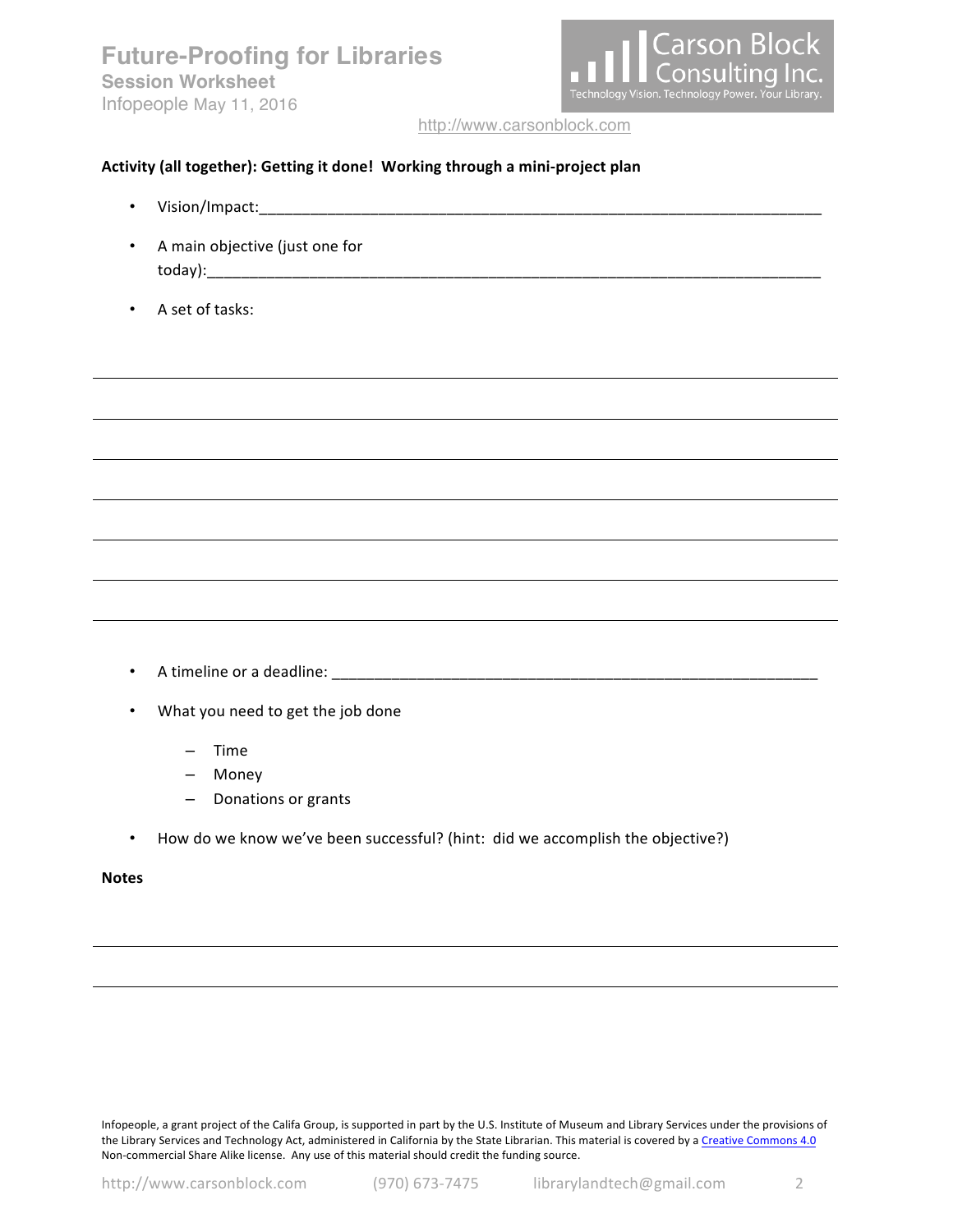# Future-Proofing for Libraries

**Session Worksheet**

Infopeople May 11, 2016

Carson Block Consulting Inc.
Technology Vision. Technology Power. Your Library.

http://www.carsonblock.com

**Activity (all together): Getting it done! Working through a mini-project plan**

- Vision/Impact:_______________________________________________________________________
- A main objective (just one for today):___________________________________________________________________________
- A set of tasks:

___________________________________________________________________________

___________________________________________________________________________

___________________________________________________________________________

___________________________________________________________________________

___________________________________________________________________________

___________________________________________________________________________

___________________________________________________________________________

- A timeline or a deadline: ____________________________________________________________
- What you need to get the job done
  - Time
  - Money
  - Donations or grants
- How do we know we've been successful? (hint: did we accomplish the objective?)

**Notes**

___________________________________________________________________________

___________________________________________________________________________

Infopeople, a grant project of the Califa Group, is supported in part by the U.S. Institute of Museum and Library Services under the provisions of the Library Services and Technology Act, administered in California by the State Librarian. This material is covered by a Creative Commons 4.0 Non-commercial Share Alike license. Any use of this material should credit the funding source.

http://www.carsonblock.com (970) 673-7475 librarylandtech@gmail.com